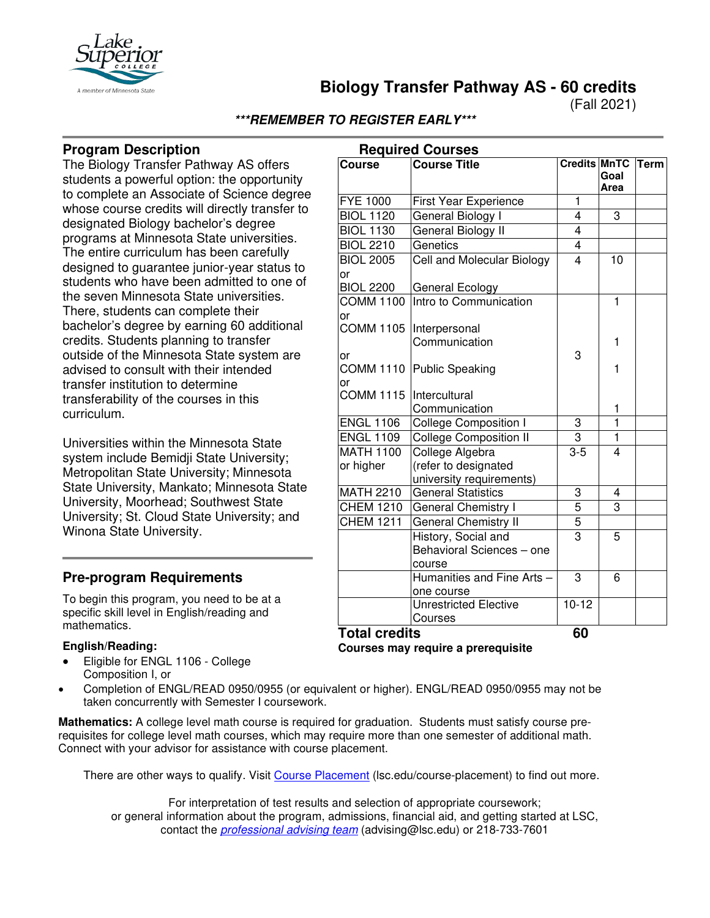# Biology Transfer Pathway AS - 60 credits

(Fall 2021)

***REMEMBER TO REGISTER EARLY***

## Program Description

The Biology Transfer Pathway AS offers students a powerful option: the opportunity to complete an Associate of Science degree whose course credits will directly transfer to designated Biology bachelor's degree programs at Minnesota State universities. The entire curriculum has been carefully designed to guarantee junior-year status to students who have been admitted to one of the seven Minnesota State universities. There, students can complete their bachelor's degree by earning 60 additional credits. Students planning to transfer outside of the Minnesota State system are advised to consult with their intended transfer institution to determine transferability of the courses in this curriculum.

Universities within the Minnesota State system include Bemidji State University; Metropolitan State University; Minnesota State University, Mankato; Minnesota State University, Moorhead; Southwest State University; St. Cloud State University; and Winona State University.

## Required Courses

| Course | Course Title | Credits | MnTC Goal Area | Term |
|---|---|---|---|---|
| FYE 1000 | First Year Experience | 1 | | |
| BIOL 1120 | General Biology I | 4 | 3 | |
| BIOL 1130 | General Biology II | 4 | | |
| BIOL 2210 | Genetics | 4 | | |
| BIOL 2005 or BIOL 2200 | Cell and Molecular Biology / General Ecology | 4 | 10 | |
| COMM 1100 or COMM 1105 or COMM 1110 or COMM 1115 | Intro to Communication / Interpersonal Communication / Public Speaking / Intercultural Communication | 3 | 1 / 1 / 1 / 1 | |
| ENGL 1106 | College Composition I | 3 | 1 | |
| ENGL 1109 | College Composition II | 3 | 1 | |
| MATH 1100 or higher | College Algebra (refer to designated university requirements) | 3-5 | 4 | |
| MATH 2210 | General Statistics | 3 | 4 | |
| CHEM 1210 | General Chemistry I | 5 | 3 | |
| CHEM 1211 | General Chemistry II | 5 | | |
| | History, Social and Behavioral Sciences – one course | 3 | 5 | |
| | Humanities and Fine Arts – one course | 3 | 6 | |
| | Unrestricted Elective Courses | 10-12 | | |
| **Total credits** | | **60** | | |

**Courses may require a prerequisite**

## Pre-program Requirements

To begin this program, you need to be at a specific skill level in English/reading and mathematics.

**English/Reading:**

- Eligible for ENGL 1106 - College Composition I, or
- Completion of ENGL/READ 0950/0955 (or equivalent or higher). ENGL/READ 0950/0955 may not be taken concurrently with Semester I coursework.

**Mathematics:** A college level math course is required for graduation. Students must satisfy course pre-requisites for college level math courses, which may require more than one semester of additional math. Connect with your advisor for assistance with course placement.

There are other ways to qualify. Visit Course Placement (lsc.edu/course-placement) to find out more.

For interpretation of test results and selection of appropriate coursework; or general information about the program, admissions, financial aid, and getting started at LSC, contact the *professional advising team* (advising@lsc.edu) or 218-733-7601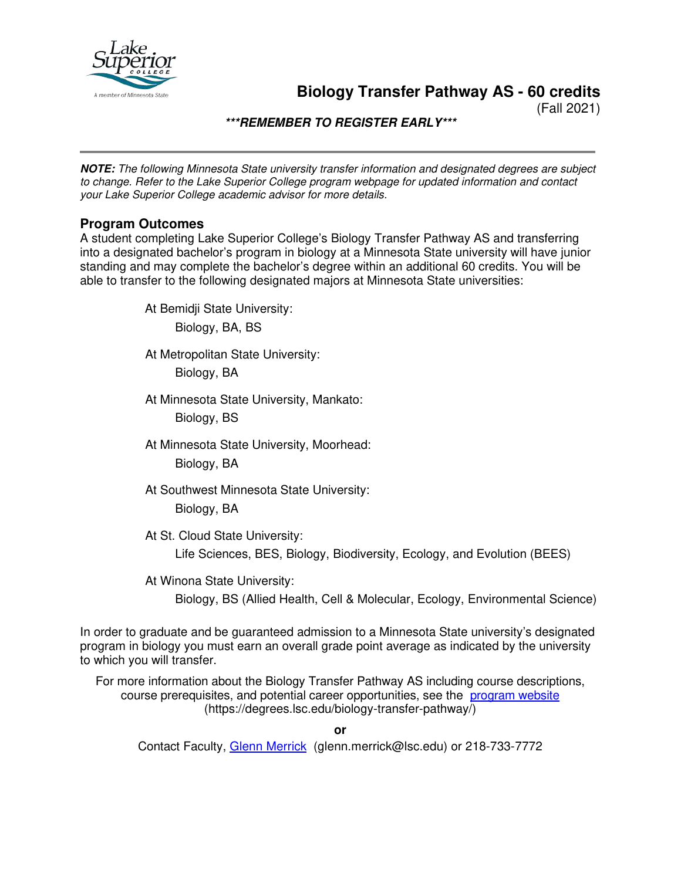# Biology Transfer Pathway AS - 60 credits

(Fall 2021)

***REMEMBER TO REGISTER EARLY***

---

***NOTE:*** *The following Minnesota State university transfer information and designated degrees are subject to change. Refer to the Lake Superior College program webpage for updated information and contact your Lake Superior College academic advisor for more details.*

## Program Outcomes

A student completing Lake Superior College's Biology Transfer Pathway AS and transferring into a designated bachelor's program in biology at a Minnesota State university will have junior standing and may complete the bachelor's degree within an additional 60 credits. You will be able to transfer to the following designated majors at Minnesota State universities:

- At Bemidji State University:
  - Biology, BA, BS
- At Metropolitan State University:
  - Biology, BA
- At Minnesota State University, Mankato:
  - Biology, BS
- At Minnesota State University, Moorhead:
  - Biology, BA
- At Southwest Minnesota State University:
  - Biology, BA
- At St. Cloud State University:
  - Life Sciences, BES, Biology, Biodiversity, Ecology, and Evolution (BEES)
- At Winona State University:
  - Biology, BS (Allied Health, Cell & Molecular, Ecology, Environmental Science)

In order to graduate and be guaranteed admission to a Minnesota State university's designated program in biology you must earn an overall grade point average as indicated by the university to which you will transfer.

For more information about the Biology Transfer Pathway AS including course descriptions, course prerequisites, and potential career opportunities, see the [program website](https://degrees.lsc.edu/biology-transfer-pathway/) (https://degrees.lsc.edu/biology-transfer-pathway/)

**or**

Contact Faculty, [Glenn Merrick](mailto:glenn.merrick@lsc.edu) (glenn.merrick@lsc.edu) or 218-733-7772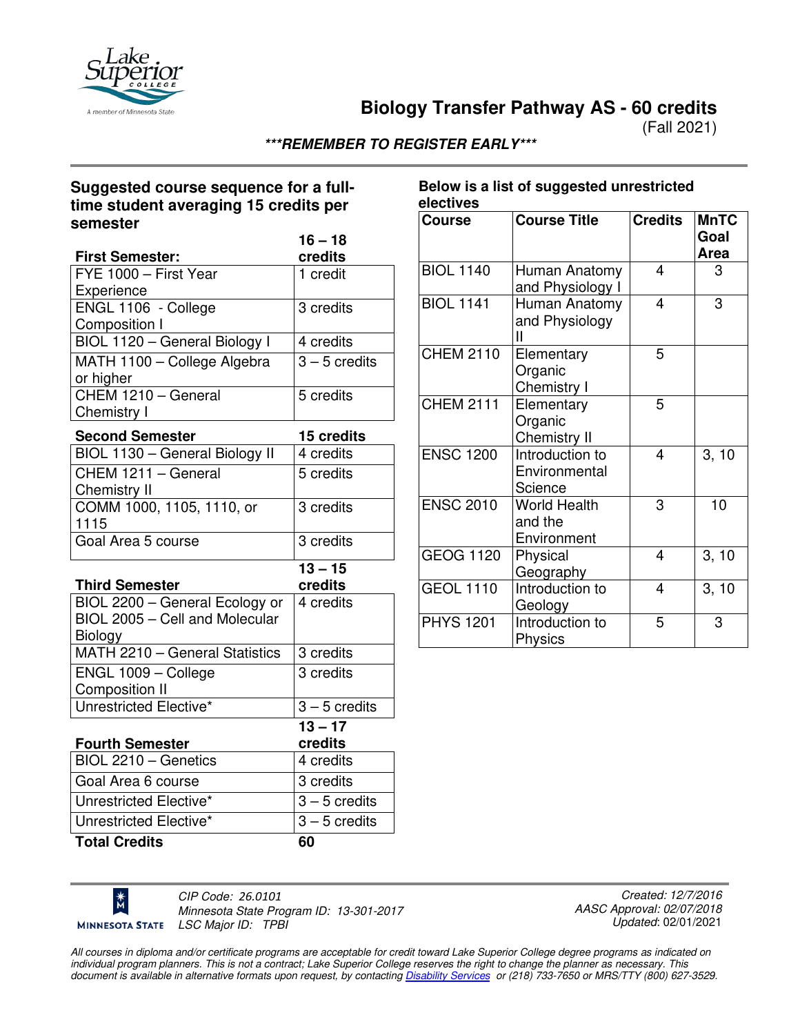# Biology Transfer Pathway AS - 60 credits

(Fall 2021)

***REMEMBER TO REGISTER EARLY***

## Suggested course sequence for a full-time student averaging 15 credits per semester

| First Semester: | 16 – 18 credits |
|---|---|
| FYE 1000 – First Year Experience | 1 credit |
| ENGL 1106 - College Composition I | 3 credits |
| BIOL 1120 – General Biology I | 4 credits |
| MATH 1100 – College Algebra or higher | 3 – 5 credits |
| CHEM 1210 – General Chemistry I | 5 credits |

| Second Semester | 15 credits |
|---|---|
| BIOL 1130 – General Biology II | 4 credits |
| CHEM 1211 – General Chemistry II | 5 credits |
| COMM 1000, 1105, 1110, or 1115 | 3 credits |
| Goal Area 5 course | 3 credits |

| Third Semester | 13 – 15 credits |
|---|---|
| BIOL 2200 – General Ecology or BIOL 2005 – Cell and Molecular Biology | 4 credits |
| MATH 2210 – General Statistics | 3 credits |
| ENGL 1009 – College Composition II | 3 credits |
| Unrestricted Elective* | 3 – 5 credits |

| Fourth Semester | 13 – 17 credits |
|---|---|
| BIOL 2210 – Genetics | 4 credits |
| Goal Area 6 course | 3 credits |
| Unrestricted Elective* | 3 – 5 credits |
| Unrestricted Elective* | 3 – 5 credits |
| **Total Credits** | **60** |

## Below is a list of suggested unrestricted electives

| Course | Course Title | Credits | MnTC Goal Area |
|---|---|---|---|
| BIOL 1140 | Human Anatomy and Physiology I | 4 | 3 |
| BIOL 1141 | Human Anatomy and Physiology II | 4 | 3 |
| CHEM 2110 | Elementary Organic Chemistry I | 5 | |
| CHEM 2111 | Elementary Organic Chemistry II | 5 | |
| ENSC 1200 | Introduction to Environmental Science | 4 | 3, 10 |
| ENSC 2010 | World Health and the Environment | 3 | 10 |
| GEOG 1120 | Physical Geography | 4 | 3, 10 |
| GEOL 1110 | Introduction to Geology | 4 | 3, 10 |
| PHYS 1201 | Introduction to Physics | 5 | 3 |

*CIP Code: 26.0101*
*Minnesota State Program ID: 13-301-2017*
*LSC Major ID: TPBI*

*Created: 12/7/2016*
*AASC Approval: 02/07/2018*
*Updated: 02/01/2021*

*All courses in diploma and/or certificate programs are acceptable for credit toward Lake Superior College degree programs as indicated on individual program planners. This is not a contract; Lake Superior College reserves the right to change the planner as necessary. This document is available in alternative formats upon request, by contacting Disability Services or (218) 733-7650 or MRS/TTY (800) 627-3529.*